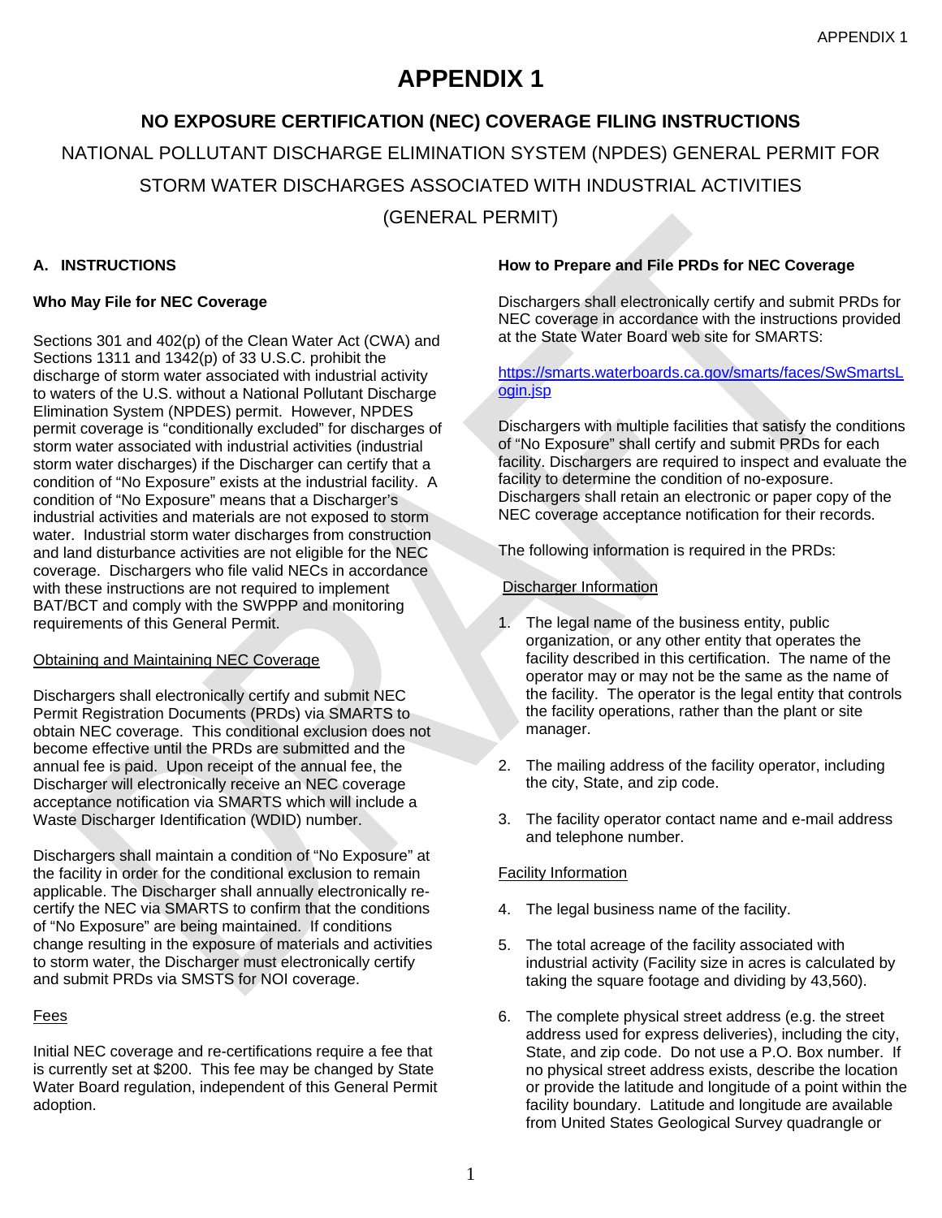# APPENDIX 1

## NO EXPOSURE CERTIFICATION (NEC) COVERAGE FILING INSTRUCTIONS

NATIONAL POLLUTANT DISCHARGE ELIMINATION SYSTEM (NPDES) GENERAL PERMIT FOR STORM WATER DISCHARGES ASSOCIATED WITH INDUSTRIAL ACTIVITIES (GENERAL PERMIT)

### A. INSTRUCTIONS

**Who May File for NEC Coverage**

Sections 301 and 402(p) of the Clean Water Act (CWA) and Sections 1311 and 1342(p) of 33 U.S.C. prohibit the discharge of storm water associated with industrial activity to waters of the U.S. without a National Pollutant Discharge Elimination System (NPDES) permit. However, NPDES permit coverage is "conditionally excluded" for discharges of storm water associated with industrial activities (industrial storm water discharges) if the Discharger can certify that a condition of "No Exposure" exists at the industrial facility. A condition of "No Exposure" means that a Discharger's industrial activities and materials are not exposed to storm water. Industrial storm water discharges from construction and land disturbance activities are not eligible for the NEC coverage. Dischargers who file valid NECs in accordance with these instructions are not required to implement BAT/BCT and comply with the SWPPP and monitoring requirements of this General Permit.

Obtaining and Maintaining NEC Coverage

Dischargers shall electronically certify and submit NEC Permit Registration Documents (PRDs) via SMARTS to obtain NEC coverage. This conditional exclusion does not become effective until the PRDs are submitted and the annual fee is paid. Upon receipt of the annual fee, the Discharger will electronically receive an NEC coverage acceptance notification via SMARTS which will include a Waste Discharger Identification (WDID) number.

Dischargers shall maintain a condition of "No Exposure" at the facility in order for the conditional exclusion to remain applicable. The Discharger shall annually electronically re-certify the NEC via SMARTS to confirm that the conditions of "No Exposure" are being maintained. If conditions change resulting in the exposure of materials and activities to storm water, the Discharger must electronically certify and submit PRDs via SMSTS for NOI coverage.

Fees

Initial NEC coverage and re-certifications require a fee that is currently set at $200. This fee may be changed by State Water Board regulation, independent of this General Permit adoption.

**How to Prepare and File PRDs for NEC Coverage**

Dischargers shall electronically certify and submit PRDs for NEC coverage in accordance with the instructions provided at the State Water Board web site for SMARTS:

https://smarts.waterboards.ca.gov/smarts/faces/SwSmartsLogin.jsp

Dischargers with multiple facilities that satisfy the conditions of "No Exposure" shall certify and submit PRDs for each facility. Dischargers are required to inspect and evaluate the facility to determine the condition of no-exposure. Dischargers shall retain an electronic or paper copy of the NEC coverage acceptance notification for their records.

The following information is required in the PRDs:

Discharger Information

1. The legal name of the business entity, public organization, or any other entity that operates the facility described in this certification. The name of the operator may or may not be the same as the name of the facility. The operator is the legal entity that controls the facility operations, rather than the plant or site manager.

2. The mailing address of the facility operator, including the city, State, and zip code.

3. The facility operator contact name and e-mail address and telephone number.

Facility Information

4. The legal business name of the facility.

5. The total acreage of the facility associated with industrial activity (Facility size in acres is calculated by taking the square footage and dividing by 43,560).

6. The complete physical street address (e.g. the street address used for express deliveries), including the city, State, and zip code. Do not use a P.O. Box number. If no physical street address exists, describe the location or provide the latitude and longitude of a point within the facility boundary. Latitude and longitude are available from United States Geological Survey quadrangle or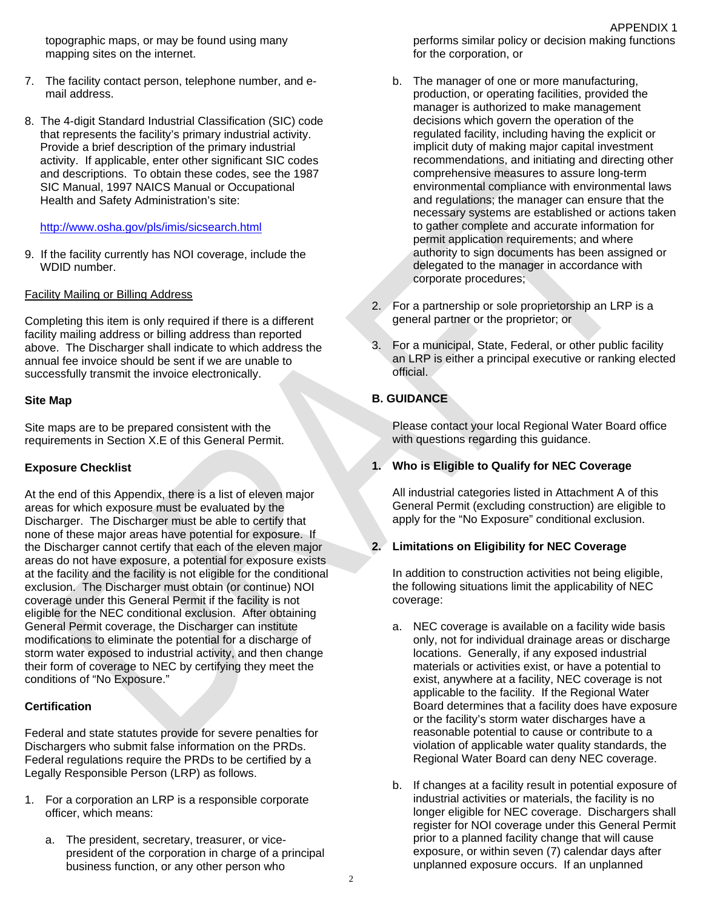topographic maps, or may be found using many mapping sites on the internet.

7. The facility contact person, telephone number, and e-mail address.

8. The 4-digit Standard Industrial Classification (SIC) code that represents the facility's primary industrial activity. Provide a brief description of the primary industrial activity. If applicable, enter other significant SIC codes and descriptions. To obtain these codes, see the 1987 SIC Manual, 1997 NAICS Manual or Occupational Health and Safety Administration's site:

   http://www.osha.gov/pls/imis/sicsearch.html

9. If the facility currently has NOI coverage, include the WDID number.

Facility Mailing or Billing Address

Completing this item is only required if there is a different facility mailing address or billing address than reported above. The Discharger shall indicate to which address the annual fee invoice should be sent if we are unable to successfully transmit the invoice electronically.

**Site Map**

Site maps are to be prepared consistent with the requirements in Section X.E of this General Permit.

**Exposure Checklist**

At the end of this Appendix, there is a list of eleven major areas for which exposure must be evaluated by the Discharger. The Discharger must be able to certify that none of these major areas have potential for exposure. If the Discharger cannot certify that each of the eleven major areas do not have exposure, a potential for exposure exists at the facility and the facility is not eligible for the conditional exclusion. The Discharger must obtain (or continue) NOI coverage under this General Permit if the facility is not eligible for the NEC conditional exclusion. After obtaining General Permit coverage, the Discharger can institute modifications to eliminate the potential for a discharge of storm water exposed to industrial activity, and then change their form of coverage to NEC by certifying they meet the conditions of "No Exposure."

**Certification**

Federal and state statutes provide for severe penalties for Dischargers who submit false information on the PRDs. Federal regulations require the PRDs to be certified by a Legally Responsible Person (LRP) as follows.

1. For a corporation an LRP is a responsible corporate officer, which means:

   a. The president, secretary, treasurer, or vice-president of the corporation in charge of a principal business function, or any other person who performs similar policy or decision making functions for the corporation, or

   b. The manager of one or more manufacturing, production, or operating facilities, provided the manager is authorized to make management decisions which govern the operation of the regulated facility, including having the explicit or implicit duty of making major capital investment recommendations, and initiating and directing other comprehensive measures to assure long-term environmental compliance with environmental laws and regulations; the manager can ensure that the necessary systems are established or actions taken to gather complete and accurate information for permit application requirements; and where authority to sign documents has been assigned or delegated to the manager in accordance with corporate procedures;

2. For a partnership or sole proprietorship an LRP is a general partner or the proprietor; or

3. For a municipal, State, Federal, or other public facility an LRP is either a principal executive or ranking elected official.

**B. GUIDANCE**

Please contact your local Regional Water Board office with questions regarding this guidance.

**1. Who is Eligible to Qualify for NEC Coverage**

All industrial categories listed in Attachment A of this General Permit (excluding construction) are eligible to apply for the "No Exposure" conditional exclusion.

**2. Limitations on Eligibility for NEC Coverage**

In addition to construction activities not being eligible, the following situations limit the applicability of NEC coverage:

a. NEC coverage is available on a facility wide basis only, not for individual drainage areas or discharge locations. Generally, if any exposed industrial materials or activities exist, or have a potential to exist, anywhere at a facility, NEC coverage is not applicable to the facility. If the Regional Water Board determines that a facility does have exposure or the facility's storm water discharges have a reasonable potential to cause or contribute to a violation of applicable water quality standards, the Regional Water Board can deny NEC coverage.

b. If changes at a facility result in potential exposure of industrial activities or materials, the facility is no longer eligible for NEC coverage. Dischargers shall register for NOI coverage under this General Permit prior to a planned facility change that will cause exposure, or within seven (7) calendar days after unplanned exposure occurs. If an unplanned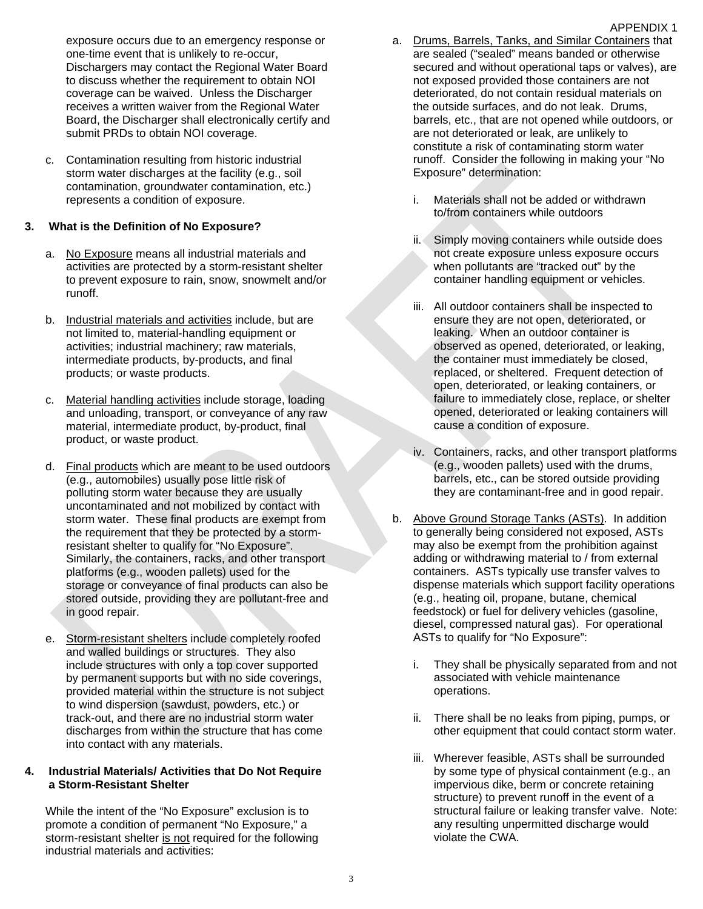exposure occurs due to an emergency response or one-time event that is unlikely to re-occur, Dischargers may contact the Regional Water Board to discuss whether the requirement to obtain NOI coverage can be waived. Unless the Discharger receives a written waiver from the Regional Water Board, the Discharger shall electronically certify and submit PRDs to obtain NOI coverage.

c. Contamination resulting from historic industrial storm water discharges at the facility (e.g., soil contamination, groundwater contamination, etc.) represents a condition of exposure.

### 3. What is the Definition of No Exposure?

a. No Exposure means all industrial materials and activities are protected by a storm-resistant shelter to prevent exposure to rain, snow, snowmelt and/or runoff.

b. Industrial materials and activities include, but are not limited to, material-handling equipment or activities; industrial machinery; raw materials, intermediate products, by-products, and final products; or waste products.

c. Material handling activities include storage, loading and unloading, transport, or conveyance of any raw material, intermediate product, by-product, final product, or waste product.

d. Final products which are meant to be used outdoors (e.g., automobiles) usually pose little risk of polluting storm water because they are usually uncontaminated and not mobilized by contact with storm water. These final products are exempt from the requirement that they be protected by a storm-resistant shelter to qualify for "No Exposure". Similarly, the containers, racks, and other transport platforms (e.g., wooden pallets) used for the storage or conveyance of final products can also be stored outside, providing they are pollutant-free and in good repair.

e. Storm-resistant shelters include completely roofed and walled buildings or structures. They also include structures with only a top cover supported by permanent supports but with no side coverings, provided material within the structure is not subject to wind dispersion (sawdust, powders, etc.) or track-out, and there are no industrial storm water discharges from within the structure that has come into contact with any materials.

### 4. Industrial Materials/ Activities that Do Not Require a Storm-Resistant Shelter

While the intent of the "No Exposure" exclusion is to promote a condition of permanent "No Exposure," a storm-resistant shelter is not required for the following industrial materials and activities:

a. Drums, Barrels, Tanks, and Similar Containers that are sealed ("sealed" means banded or otherwise secured and without operational taps or valves), are not exposed provided those containers are not deteriorated, do not contain residual materials on the outside surfaces, and do not leak. Drums, barrels, etc., that are not opened while outdoors, or are not deteriorated or leak, are unlikely to constitute a risk of contaminating storm water runoff. Consider the following in making your "No Exposure" determination:

   i. Materials shall not be added or withdrawn to/from containers while outdoors

   ii. Simply moving containers while outside does not create exposure unless exposure occurs when pollutants are "tracked out" by the container handling equipment or vehicles.

   iii. All outdoor containers shall be inspected to ensure they are not open, deteriorated, or leaking. When an outdoor container is observed as opened, deteriorated, or leaking, the container must immediately be closed, replaced, or sheltered. Frequent detection of open, deteriorated, or leaking containers, or failure to immediately close, replace, or shelter opened, deteriorated or leaking containers will cause a condition of exposure.

   iv. Containers, racks, and other transport platforms (e.g., wooden pallets) used with the drums, barrels, etc., can be stored outside providing they are contaminant-free and in good repair.

b. Above Ground Storage Tanks (ASTs). In addition to generally being considered not exposed, ASTs may also be exempt from the prohibition against adding or withdrawing material to / from external containers. ASTs typically use transfer valves to dispense materials which support facility operations (e.g., heating oil, propane, butane, chemical feedstock) or fuel for delivery vehicles (gasoline, diesel, compressed natural gas). For operational ASTs to qualify for "No Exposure":

   i. They shall be physically separated from and not associated with vehicle maintenance operations.

   ii. There shall be no leaks from piping, pumps, or other equipment that could contact storm water.

   iii. Wherever feasible, ASTs shall be surrounded by some type of physical containment (e.g., an impervious dike, berm or concrete retaining structure) to prevent runoff in the event of a structural failure or leaking transfer valve. Note: any resulting unpermitted discharge would violate the CWA.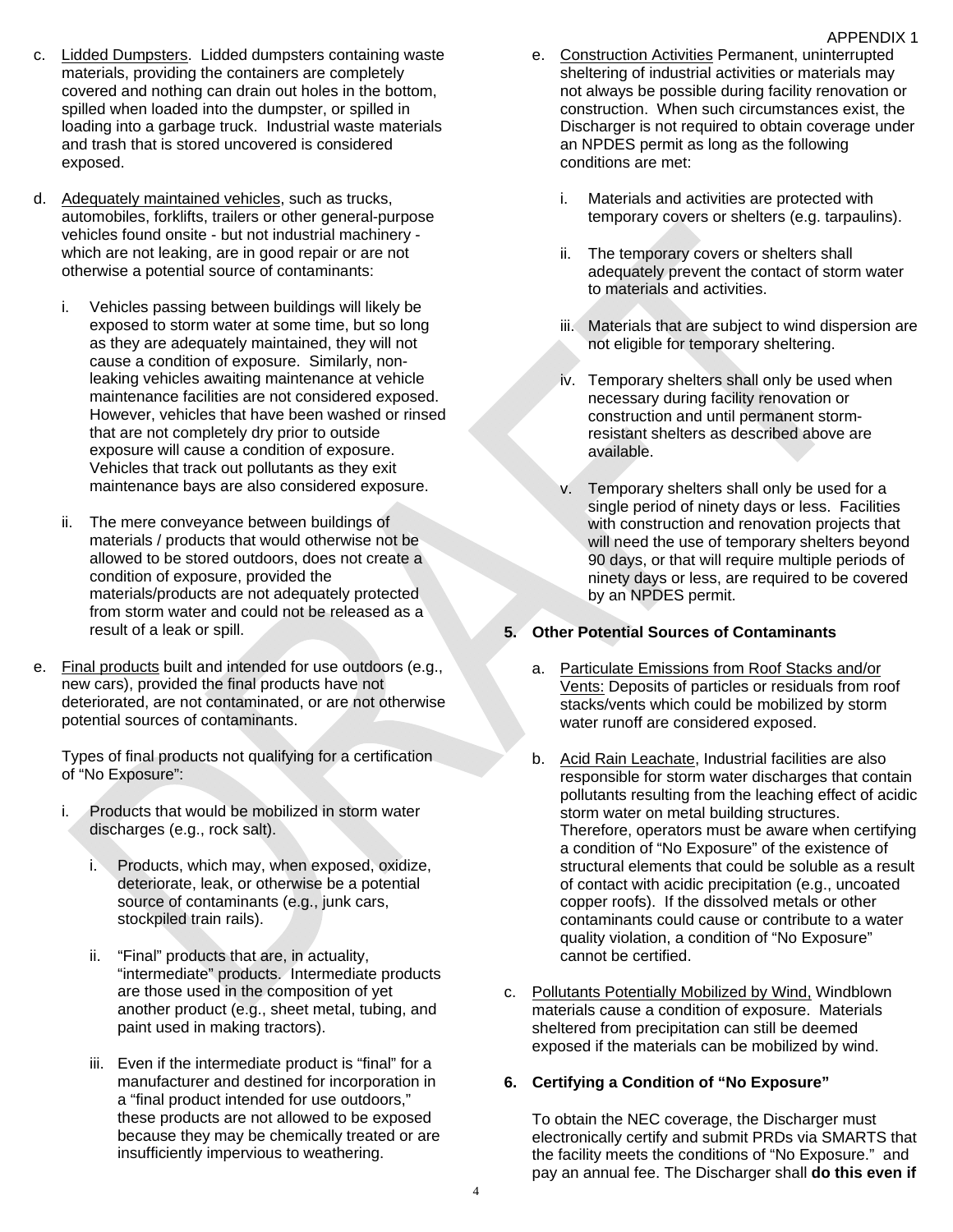c. Lidded Dumpsters. Lidded dumpsters containing waste materials, providing the containers are completely covered and nothing can drain out holes in the bottom, spilled when loaded into the dumpster, or spilled in loading into a garbage truck. Industrial waste materials and trash that is stored uncovered is considered exposed.

d. Adequately maintained vehicles, such as trucks, automobiles, forklifts, trailers or other general-purpose vehicles found onsite - but not industrial machinery - which are not leaking, are in good repair or are not otherwise a potential source of contaminants:

   i. Vehicles passing between buildings will likely be exposed to storm water at some time, but so long as they are adequately maintained, they will not cause a condition of exposure. Similarly, non-leaking vehicles awaiting maintenance at vehicle maintenance facilities are not considered exposed. However, vehicles that have been washed or rinsed that are not completely dry prior to outside exposure will cause a condition of exposure. Vehicles that track out pollutants as they exit maintenance bays are also considered exposure.

   ii. The mere conveyance between buildings of materials / products that would otherwise not be allowed to be stored outdoors, does not create a condition of exposure, provided the materials/products are not adequately protected from storm water and could not be released as a result of a leak or spill.

e. Final products built and intended for use outdoors (e.g., new cars), provided the final products have not deteriorated, are not contaminated, or are not otherwise potential sources of contaminants.

   Types of final products not qualifying for a certification of "No Exposure":

   i. Products that would be mobilized in storm water discharges (e.g., rock salt).

      i. Products, which may, when exposed, oxidize, deteriorate, leak, or otherwise be a potential source of contaminants (e.g., junk cars, stockpiled train rails).

      ii. "Final" products that are, in actuality, "intermediate" products. Intermediate products are those used in the composition of yet another product (e.g., sheet metal, tubing, and paint used in making tractors).

      iii. Even if the intermediate product is "final" for a manufacturer and destined for incorporation in a "final product intended for use outdoors," these products are not allowed to be exposed because they may be chemically treated or are insufficiently impervious to weathering.

e. Construction Activities Permanent, uninterrupted sheltering of industrial activities or materials may not always be possible during facility renovation or construction. When such circumstances exist, the Discharger is not required to obtain coverage under an NPDES permit as long as the following conditions are met:

   i. Materials and activities are protected with temporary covers or shelters (e.g. tarpaulins).

   ii. The temporary covers or shelters shall adequately prevent the contact of storm water to materials and activities.

   iii. Materials that are subject to wind dispersion are not eligible for temporary sheltering.

   iv. Temporary shelters shall only be used when necessary during facility renovation or construction and until permanent storm-resistant shelters as described above are available.

   v. Temporary shelters shall only be used for a single period of ninety days or less. Facilities with construction and renovation projects that will need the use of temporary shelters beyond 90 days, or that will require multiple periods of ninety days or less, are required to be covered by an NPDES permit.

### 5. Other Potential Sources of Contaminants

a. Particulate Emissions from Roof Stacks and/or Vents: Deposits of particles or residuals from roof stacks/vents which could be mobilized by storm water runoff are considered exposed.

b. Acid Rain Leachate, Industrial facilities are also responsible for storm water discharges that contain pollutants resulting from the leaching effect of acidic storm water on metal building structures. Therefore, operators must be aware when certifying a condition of "No Exposure" of the existence of structural elements that could be soluble as a result of contact with acidic precipitation (e.g., uncoated copper roofs). If the dissolved metals or other contaminants could cause or contribute to a water quality violation, a condition of "No Exposure" cannot be certified.

c. Pollutants Potentially Mobilized by Wind, Windblown materials cause a condition of exposure. Materials sheltered from precipitation can still be deemed exposed if the materials can be mobilized by wind.

### 6. Certifying a Condition of "No Exposure"

To obtain the NEC coverage, the Discharger must electronically certify and submit PRDs via SMARTS that the facility meets the conditions of "No Exposure." and pay an annual fee. The Discharger shall **do this even if**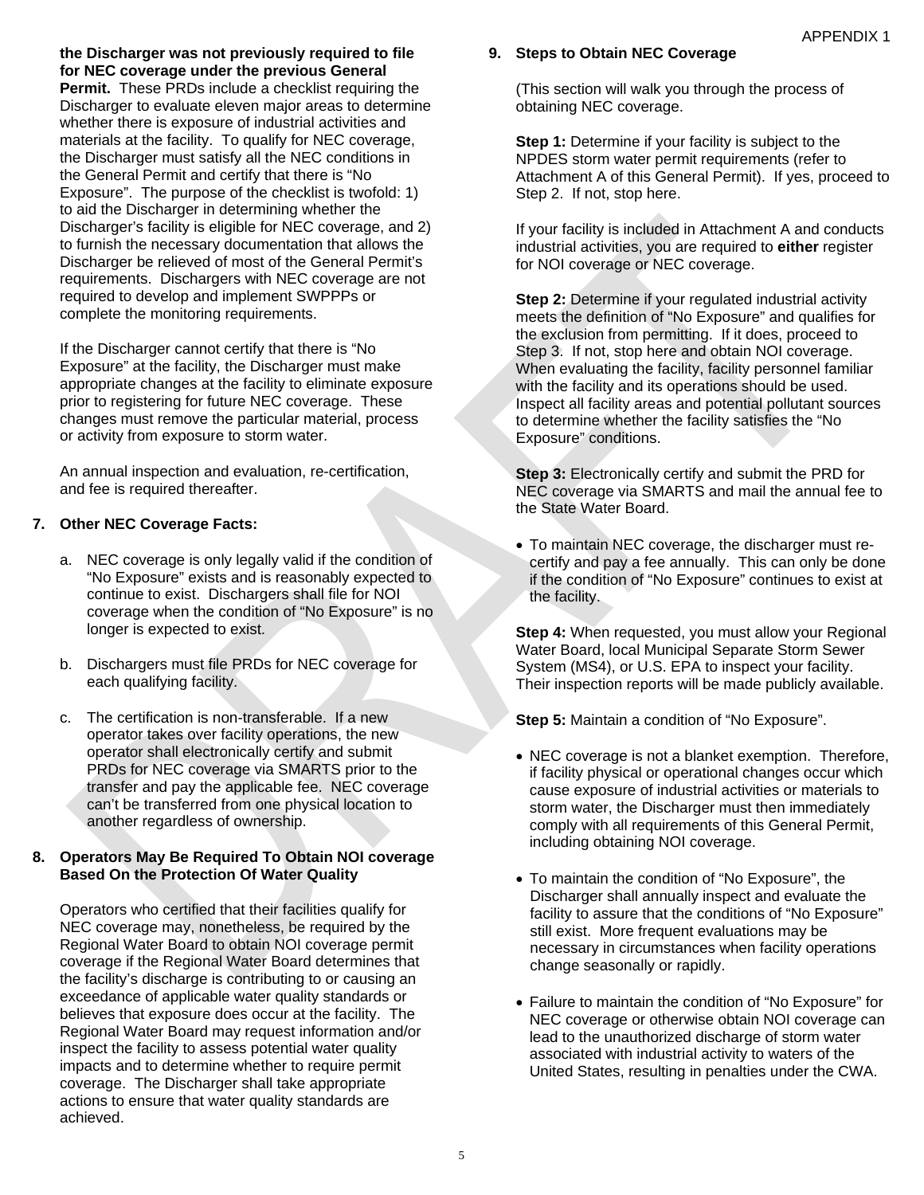**the Discharger was not previously required to file for NEC coverage under the previous General Permit.** These PRDs include a checklist requiring the Discharger to evaluate eleven major areas to determine whether there is exposure of industrial activities and materials at the facility. To qualify for NEC coverage, the Discharger must satisfy all the NEC conditions in the General Permit and certify that there is "No Exposure". The purpose of the checklist is twofold: 1) to aid the Discharger in determining whether the Discharger's facility is eligible for NEC coverage, and 2) to furnish the necessary documentation that allows the Discharger be relieved of most of the General Permit's requirements. Dischargers with NEC coverage are not required to develop and implement SWPPPs or complete the monitoring requirements.

If the Discharger cannot certify that there is "No Exposure" at the facility, the Discharger must make appropriate changes at the facility to eliminate exposure prior to registering for future NEC coverage. These changes must remove the particular material, process or activity from exposure to storm water.

An annual inspection and evaluation, re-certification, and fee is required thereafter.

**7. Other NEC Coverage Facts:**

a. NEC coverage is only legally valid if the condition of "No Exposure" exists and is reasonably expected to continue to exist. Dischargers shall file for NOI coverage when the condition of "No Exposure" is no longer is expected to exist.

b. Dischargers must file PRDs for NEC coverage for each qualifying facility.

c. The certification is non-transferable. If a new operator takes over facility operations, the new operator shall electronically certify and submit PRDs for NEC coverage via SMARTS prior to the transfer and pay the applicable fee. NEC coverage can't be transferred from one physical location to another regardless of ownership.

**8. Operators May Be Required To Obtain NOI coverage Based On the Protection Of Water Quality**

Operators who certified that their facilities qualify for NEC coverage may, nonetheless, be required by the Regional Water Board to obtain NOI coverage permit coverage if the Regional Water Board determines that the facility's discharge is contributing to or causing an exceedance of applicable water quality standards or believes that exposure does occur at the facility. The Regional Water Board may request information and/or inspect the facility to assess potential water quality impacts and to determine whether to require permit coverage. The Discharger shall take appropriate actions to ensure that water quality standards are achieved.

**9. Steps to Obtain NEC Coverage**

(This section will walk you through the process of obtaining NEC coverage.

**Step 1:** Determine if your facility is subject to the NPDES storm water permit requirements (refer to Attachment A of this General Permit). If yes, proceed to Step 2. If not, stop here.

If your facility is included in Attachment A and conducts industrial activities, you are required to **either** register for NOI coverage or NEC coverage.

**Step 2:** Determine if your regulated industrial activity meets the definition of "No Exposure" and qualifies for the exclusion from permitting. If it does, proceed to Step 3. If not, stop here and obtain NOI coverage. When evaluating the facility, facility personnel familiar with the facility and its operations should be used. Inspect all facility areas and potential pollutant sources to determine whether the facility satisfies the "No Exposure" conditions.

**Step 3:** Electronically certify and submit the PRD for NEC coverage via SMARTS and mail the annual fee to the State Water Board.

- To maintain NEC coverage, the discharger must re-certify and pay a fee annually. This can only be done if the condition of "No Exposure" continues to exist at the facility.

**Step 4:** When requested, you must allow your Regional Water Board, local Municipal Separate Storm Sewer System (MS4), or U.S. EPA to inspect your facility. Their inspection reports will be made publicly available.

**Step 5:** Maintain a condition of "No Exposure".

- NEC coverage is not a blanket exemption. Therefore, if facility physical or operational changes occur which cause exposure of industrial activities or materials to storm water, the Discharger must then immediately comply with all requirements of this General Permit, including obtaining NOI coverage.

- To maintain the condition of "No Exposure", the Discharger shall annually inspect and evaluate the facility to assure that the conditions of "No Exposure" still exist. More frequent evaluations may be necessary in circumstances when facility operations change seasonally or rapidly.

- Failure to maintain the condition of "No Exposure" for NEC coverage or otherwise obtain NOI coverage can lead to the unauthorized discharge of storm water associated with industrial activity to waters of the United States, resulting in penalties under the CWA.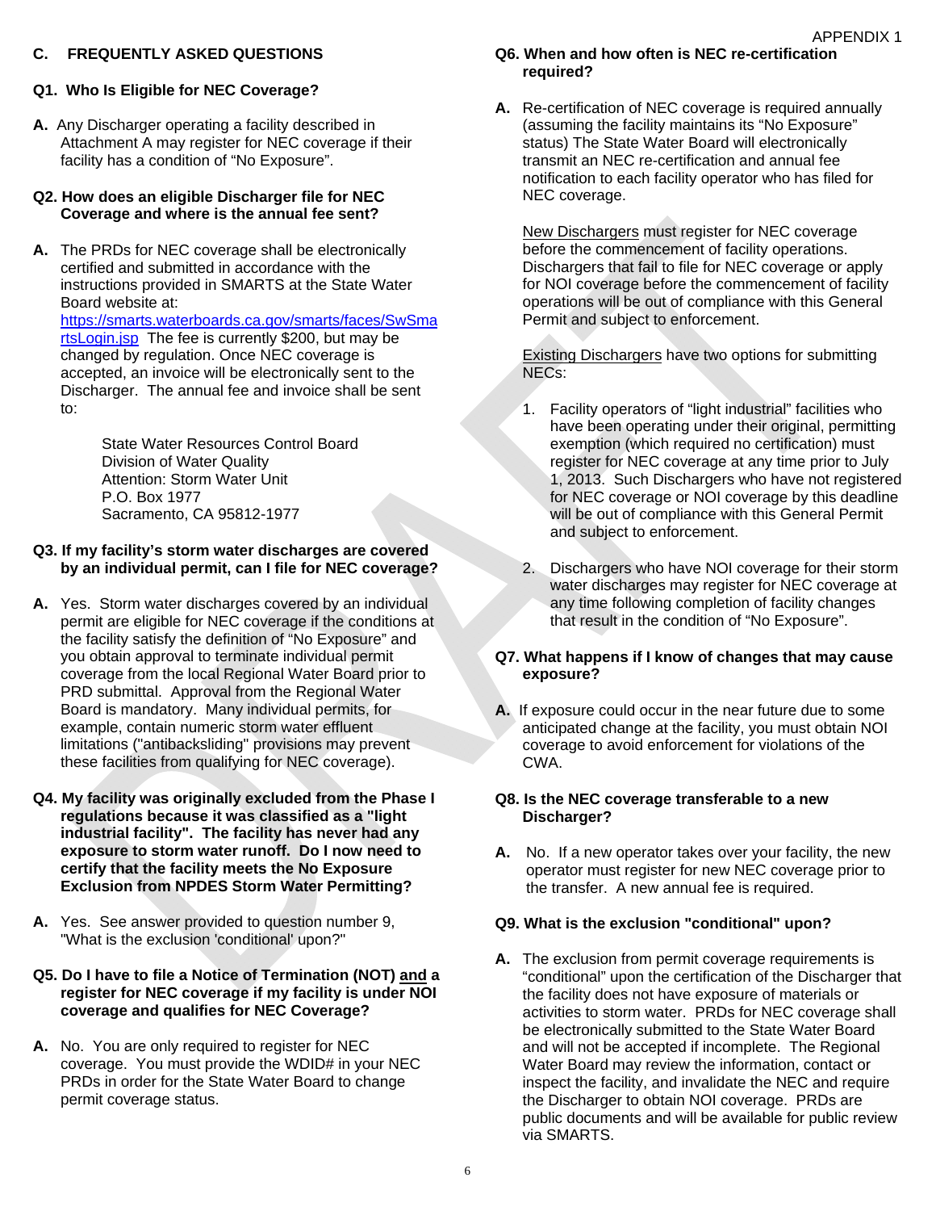APPENDIX 1

## C. FREQUENTLY ASKED QUESTIONS

### Q1. Who Is Eligible for NEC Coverage?

**A.** Any Discharger operating a facility described in Attachment A may register for NEC coverage if their facility has a condition of "No Exposure".

### Q2. How does an eligible Discharger file for NEC Coverage and where is the annual fee sent?

**A.** The PRDs for NEC coverage shall be electronically certified and submitted in accordance with the instructions provided in SMARTS at the State Water Board website at: https://smarts.waterboards.ca.gov/smarts/faces/SwSmartsLogin.jsp The fee is currently $200, but may be changed by regulation. Once NEC coverage is accepted, an invoice will be electronically sent to the Discharger. The annual fee and invoice shall be sent to:

State Water Resources Control Board
Division of Water Quality
Attention: Storm Water Unit
P.O. Box 1977
Sacramento, CA 95812-1977

### Q3. If my facility's storm water discharges are covered by an individual permit, can I file for NEC coverage?

**A.** Yes. Storm water discharges covered by an individual permit are eligible for NEC coverage if the conditions at the facility satisfy the definition of "No Exposure" and you obtain approval to terminate individual permit coverage from the local Regional Water Board prior to PRD submittal. Approval from the Regional Water Board is mandatory. Many individual permits, for example, contain numeric storm water effluent limitations ("antibacksliding" provisions may prevent these facilities from qualifying for NEC coverage).

### Q4. My facility was originally excluded from the Phase I regulations because it was classified as a "light industrial facility". The facility has never had any exposure to storm water runoff. Do I now need to certify that the facility meets the No Exposure Exclusion from NPDES Storm Water Permitting?

**A.** Yes. See answer provided to question number 9, "What is the exclusion 'conditional' upon?"

### Q5. Do I have to file a Notice of Termination (NOT) and a register for NEC coverage if my facility is under NOI coverage and qualifies for NEC Coverage?

**A.** No. You are only required to register for NEC coverage. You must provide the WDID# in your NEC PRDs in order for the State Water Board to change permit coverage status.

### Q6. When and how often is NEC re-certification required?

**A.** Re-certification of NEC coverage is required annually (assuming the facility maintains its "No Exposure" status) The State Water Board will electronically transmit an NEC re-certification and annual fee notification to each facility operator who has filed for NEC coverage.

New Dischargers must register for NEC coverage before the commencement of facility operations. Dischargers that fail to file for NEC coverage or apply for NOI coverage before the commencement of facility operations will be out of compliance with this General Permit and subject to enforcement.

Existing Dischargers have two options for submitting NECs:

1. Facility operators of "light industrial" facilities who have been operating under their original, permitting exemption (which required no certification) must register for NEC coverage at any time prior to July 1, 2013. Such Dischargers who have not registered for NEC coverage or NOI coverage by this deadline will be out of compliance with this General Permit and subject to enforcement.
2. Dischargers who have NOI coverage for their storm water discharges may register for NEC coverage at any time following completion of facility changes that result in the condition of "No Exposure".

### Q7. What happens if I know of changes that may cause exposure?

**A.** If exposure could occur in the near future due to some anticipated change at the facility, you must obtain NOI coverage to avoid enforcement for violations of the CWA.

### Q8. Is the NEC coverage transferable to a new Discharger?

**A.** No. If a new operator takes over your facility, the new operator must register for new NEC coverage prior to the transfer. A new annual fee is required.

### Q9. What is the exclusion "conditional" upon?

**A.** The exclusion from permit coverage requirements is "conditional" upon the certification of the Discharger that the facility does not have exposure of materials or activities to storm water. PRDs for NEC coverage shall be electronically submitted to the State Water Board and will not be accepted if incomplete. The Regional Water Board may review the information, contact or inspect the facility, and invalidate the NEC and require the Discharger to obtain NOI coverage. PRDs are public documents and will be available for public review via SMARTS.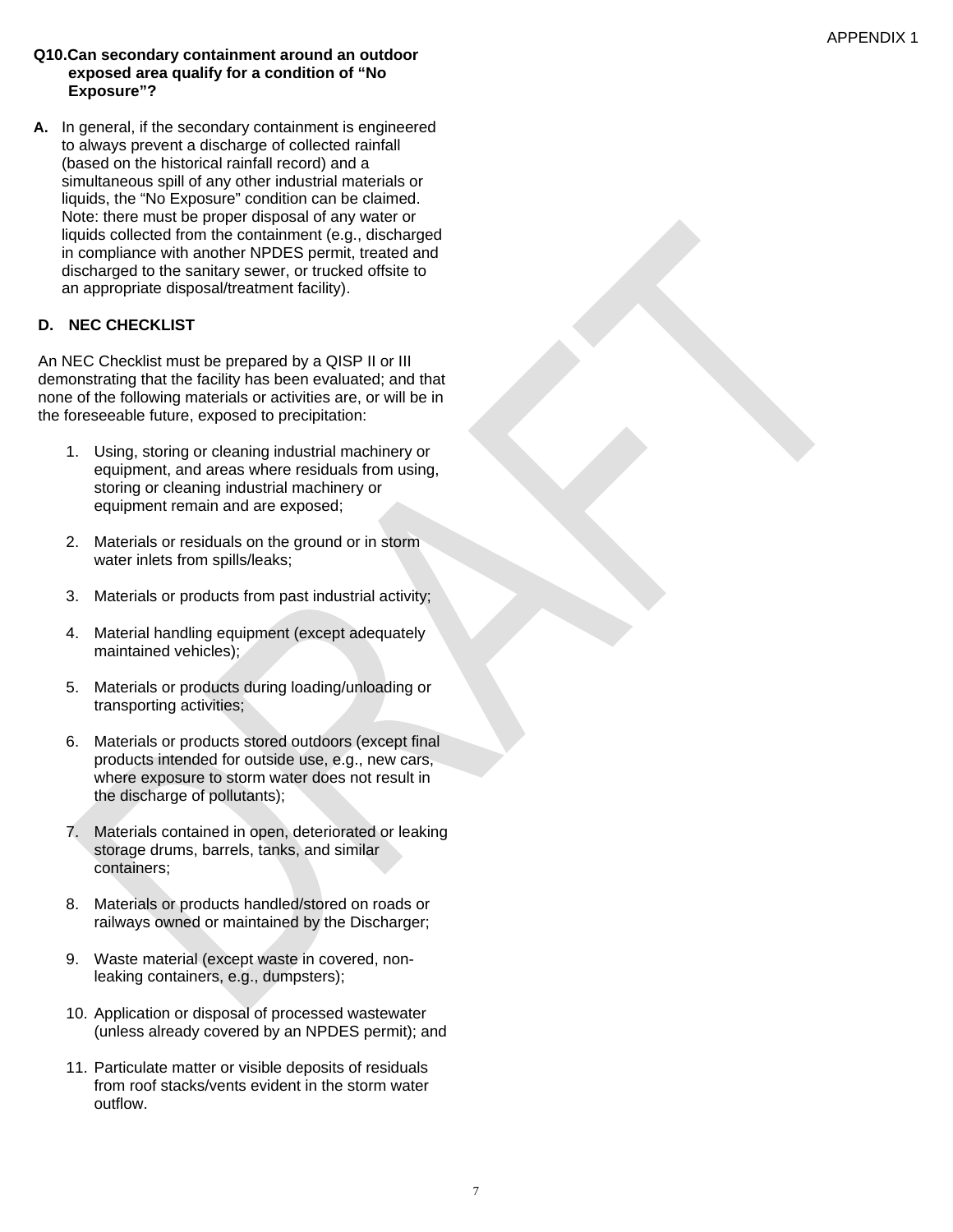**Q10. Can secondary containment around an outdoor exposed area qualify for a condition of "No Exposure"?**

**A.** In general, if the secondary containment is engineered to always prevent a discharge of collected rainfall (based on the historical rainfall record) and a simultaneous spill of any other industrial materials or liquids, the "No Exposure" condition can be claimed. Note: there must be proper disposal of any water or liquids collected from the containment (e.g., discharged in compliance with another NPDES permit, treated and discharged to the sanitary sewer, or trucked offsite to an appropriate disposal/treatment facility).

## D. NEC CHECKLIST

An NEC Checklist must be prepared by a QISP II or III demonstrating that the facility has been evaluated; and that none of the following materials or activities are, or will be in the foreseeable future, exposed to precipitation:

1. Using, storing or cleaning industrial machinery or equipment, and areas where residuals from using, storing or cleaning industrial machinery or equipment remain and are exposed;
2. Materials or residuals on the ground or in storm water inlets from spills/leaks;
3. Materials or products from past industrial activity;
4. Material handling equipment (except adequately maintained vehicles);
5. Materials or products during loading/unloading or transporting activities;
6. Materials or products stored outdoors (except final products intended for outside use, e.g., new cars, where exposure to storm water does not result in the discharge of pollutants);
7. Materials contained in open, deteriorated or leaking storage drums, barrels, tanks, and similar containers;
8. Materials or products handled/stored on roads or railways owned or maintained by the Discharger;
9. Waste material (except waste in covered, non-leaking containers, e.g., dumpsters);
10. Application or disposal of processed wastewater (unless already covered by an NPDES permit); and
11. Particulate matter or visible deposits of residuals from roof stacks/vents evident in the storm water outflow.